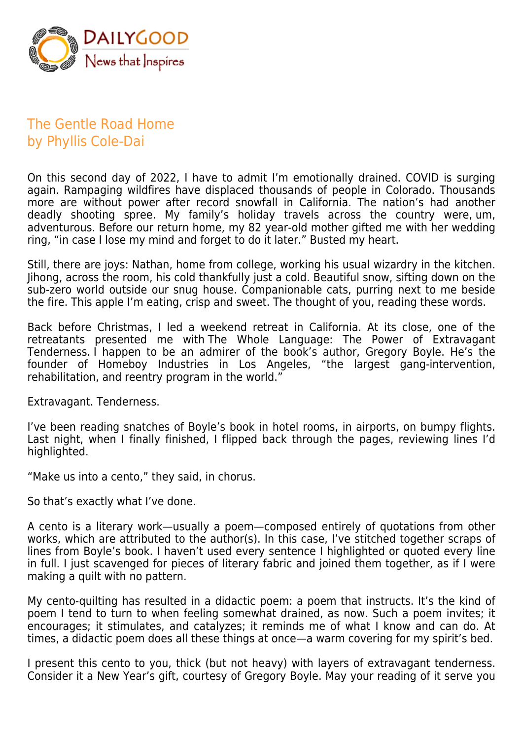# The Gentle Road Home

by Phyllis Cole-Dai

On this second day of 2022, I have to admit I'm emotionally drained. COVID is surging again. Rampaging wildfires have displaced thousands of people in Colorado. Thousands more are without power after record snowfall in California. The nation's had another deadly shooting spree. My family's holiday travels across the country were, um, adventurous. Before our return home, my 82 year-old mother gifted me with her wedding ring, "in case I lose my mind and forget to do it later." Busted my heart.

Still, there are joys: Nathan, home from college, working his usual wizardry in the kitchen. Jihong, across the room, his cold thankfully just a cold. Beautiful snow, sifting down on the sub-zero world outside our snug house. Companionable cats, purring next to me beside the fire. This apple I'm eating, crisp and sweet. The thought of you, reading these words.

Back before Christmas, I led a weekend retreat in California. At its close, one of the retreatants presented me with *The Whole Language: The Power of Extravagant Tenderness.* I happen to be an admirer of the book's author, Gregory Boyle. He's the founder of Homeboy Industries in Los Angeles, "the largest gang-intervention, rehabilitation, and reentry program in the world."

Extravagant. Tenderness.

I've been reading snatches of Boyle's book in hotel rooms, in airports, on bumpy flights. Last night, when I finally finished, I flipped back through the pages, reviewing lines I'd highlighted.

"Make us into a cento," they said, in chorus.

So that's exactly what I've done.

A cento is a literary work—usually a poem—composed entirely of quotations from other works, which are attributed to the author(s). In this case, I've stitched together scraps of lines from Boyle's book. I haven't used every sentence I highlighted or quoted every line in full. I just scavenged for pieces of literary fabric and joined them together, as if I were making a quilt with no pattern.

My cento-quilting has resulted in a didactic poem: a poem that instructs. It's the kind of poem I tend to turn to when feeling somewhat drained, as now. Such a poem invites; it encourages; it stimulates, and catalyzes; it reminds me of what I know and can do. At times, a didactic poem does all these things at once—a warm covering for my spirit's bed.

I present this cento to you, thick (but not heavy) with layers of extravagant tenderness. Consider it a New Year's gift, courtesy of Gregory Boyle. May your reading of it serve you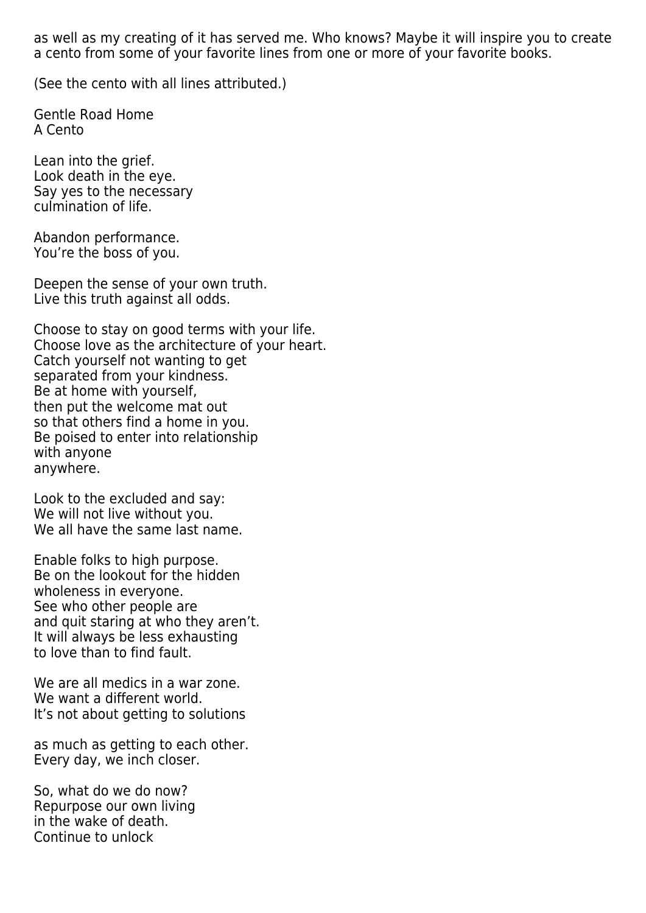as well as my creating of it has served me. Who knows? Maybe it will inspire you to create a cento from some of your favorite lines from one or more of your favorite books.

(See the cento with all lines attributed.)

Gentle Road Home  
A Cento

Lean into the grief.  
Look death in the eye.  
Say yes to the necessary  
culmination of life.

Abandon performance.  
You're the boss of you.

Deepen the sense of your own truth.  
Live this truth against all odds.

Choose to stay on good terms with your life.  
Choose love as the architecture of your heart.  
Catch yourself not wanting to get  
separated from your kindness.  
Be at home with yourself,  
then put the welcome mat out  
so that others find a home in you.  
Be poised to enter into relationship  
with anyone  
anywhere.

Look to the excluded and say:  
We will not live without you.  
We all have the same last name.

Enable folks to high purpose.  
Be on the lookout for the hidden  
wholeness in everyone.  
See who other people are  
and quit staring at who they aren't.  
It will always be less exhausting  
to love than to find fault.

We are all medics in a war zone.  
We want a different world.  
It's not about getting to solutions

as much as getting to each other.  
Every day, we inch closer.

So, what do we do now?  
Repurpose our own living  
in the wake of death.  
Continue to unlock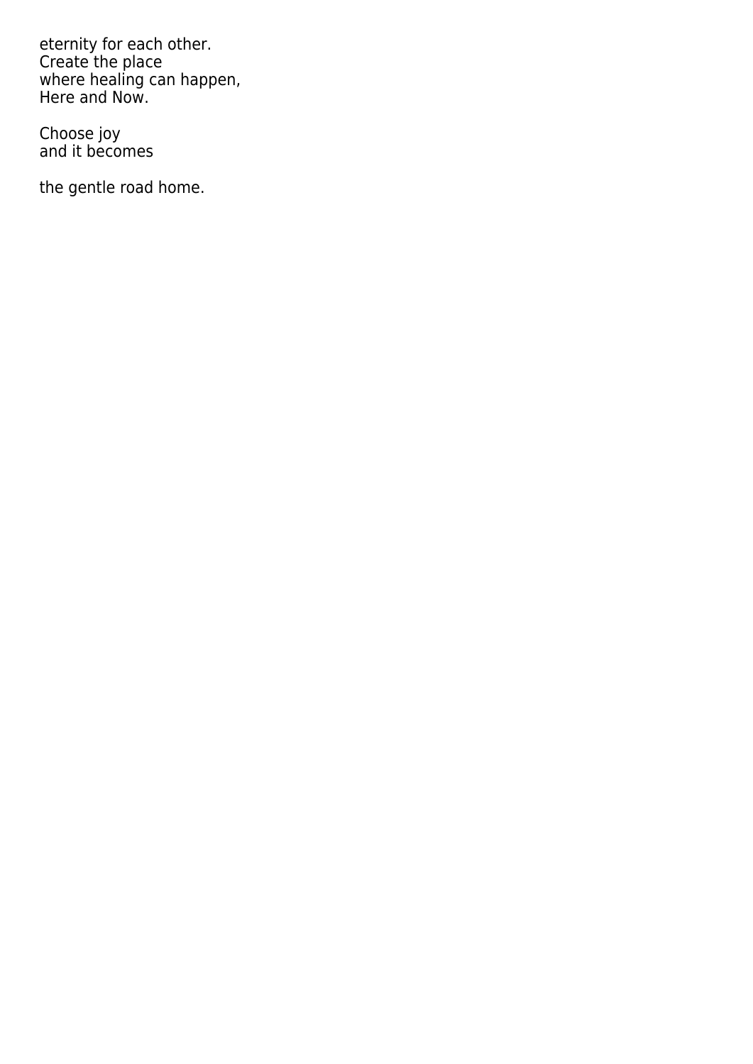eternity for each other.
Create the place
where healing can happen,
Here and Now.

Choose joy
and it becomes

the gentle road home.